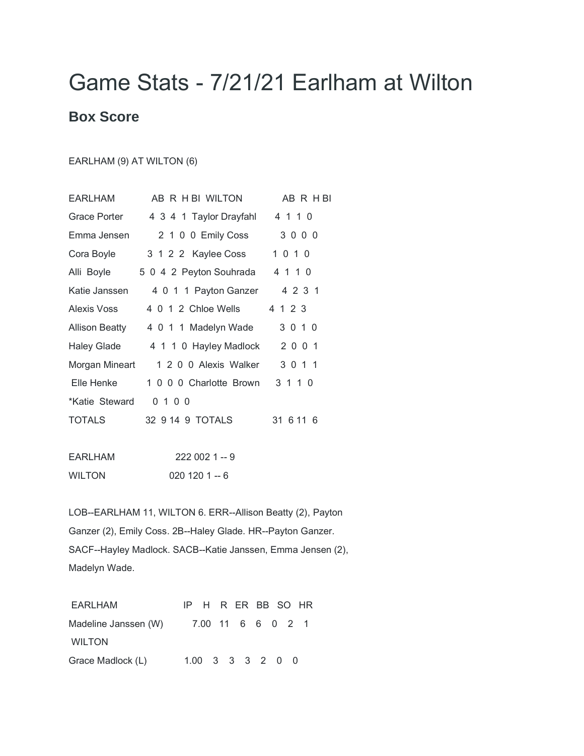# Game Stats - 7/21/21 Earlham at Wilton

## Box Score

EARLHAM (9) AT WILTON (6)

| EARLHAM | AB | R | H | BI | WILTON | AB | R | H | BI |
|---|---|---|---|---|---|---|---|---|---|
| Grace Porter | 4 | 3 | 4 | 1 | Taylor Drayfahl | 4 | 1 | 1 | 0 |
| Emma Jensen | 2 | 1 | 0 | 0 | Emily Coss | 3 | 0 | 0 | 0 |
| Cora Boyle | 3 | 1 | 2 | 2 | Kaylee Coss | 1 | 0 | 1 | 0 |
| Alli Boyle | 5 | 0 | 4 | 2 | Peyton Souhrada | 4 | 1 | 1 | 0 |
| Katie Janssen | 4 | 0 | 1 | 1 | Payton Ganzer | 4 | 2 | 3 | 1 |
| Alexis Voss | 4 | 0 | 1 | 2 | Chloe Wells | 4 | 1 | 2 | 3 |
| Allison Beatty | 4 | 0 | 1 | 1 | Madelyn Wade | 3 | 0 | 1 | 0 |
| Haley Glade | 4 | 1 | 1 | 0 | Hayley Madlock | 2 | 0 | 0 | 1 |
| Morgan Mineart | 1 | 2 | 0 | 0 | Alexis Walker | 3 | 0 | 1 | 1 |
| Elle Henke | 1 | 0 | 0 | 0 | Charlotte Brown | 3 | 1 | 1 | 0 |
| *Katie Steward | 0 | 1 | 0 | 0 | | | | | |
| TOTALS | 32 | 9 | 14 | 9 | TOTALS | 31 | 6 | 11 | 6 |

| | |
|---|---|
| EARLHAM | 222 002 1 -- 9 |
| WILTON | 020 120 1 -- 6 |

LOB--EARLHAM 11, WILTON 6. ERR--Allison Beatty (2), Payton Ganzer (2), Emily Coss. 2B--Haley Glade. HR--Payton Ganzer. SACF--Hayley Madlock. SACB--Katie Janssen, Emma Jensen (2), Madelyn Wade.

| EARLHAM | IP | H | R | ER | BB | SO | HR |
|---|---|---|---|---|---|---|---|
| Madeline Janssen (W) | 7.00 | 11 | 6 | 6 | 0 | 2 | 1 |
| **WILTON** | | | | | | | |
| Grace Madlock (L) | 1.00 | 3 | 3 | 3 | 2 | 0 | 0 |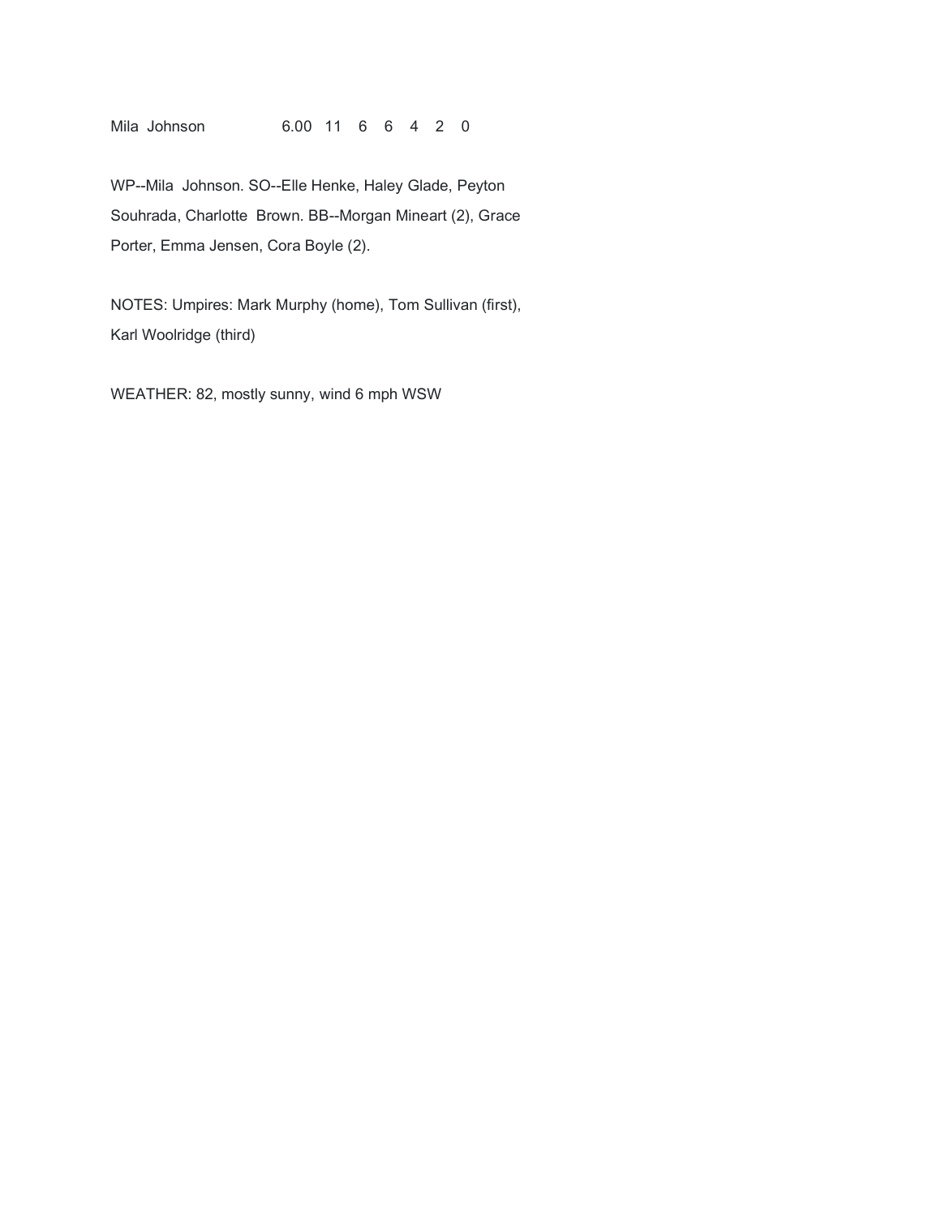| | | | | | | |
|---|---|---|---|---|---|---|
| Mila Johnson | 6.00 | 11 | 6 | 6 | 4 | 2 | 0 |

WP--Mila Johnson. SO--Elle Henke, Haley Glade, Peyton Souhrada, Charlotte Brown. BB--Morgan Mineart (2), Grace Porter, Emma Jensen, Cora Boyle (2).

NOTES: Umpires: Mark Murphy (home), Tom Sullivan (first), Karl Woolridge (third)

WEATHER: 82, mostly sunny, wind 6 mph WSW